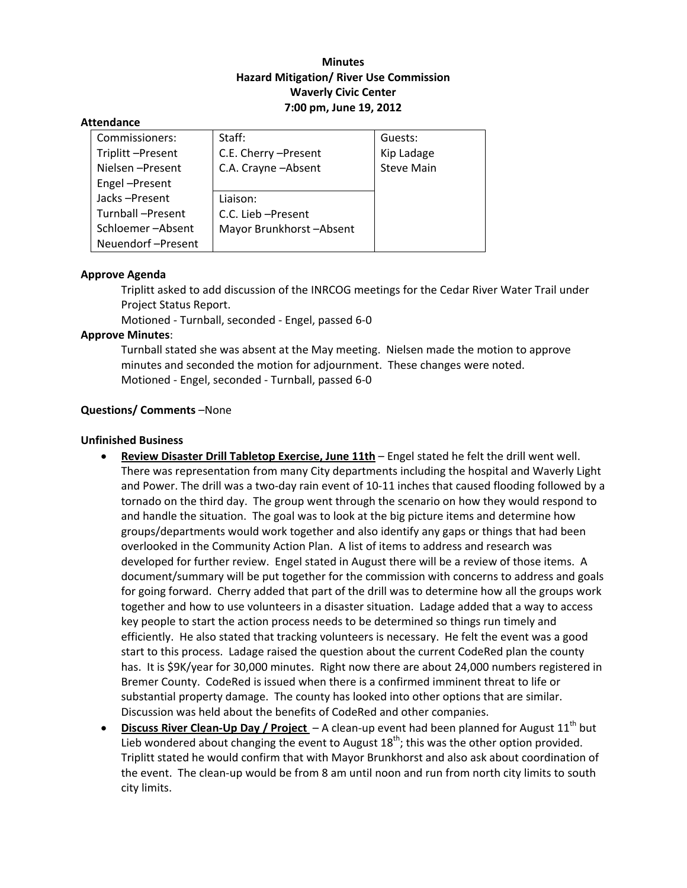# Minutes
## Hazard Mitigation/ River Use Commission
## Waverly Civic Center
## 7:00 pm, June 19, 2012

**Attendance**

| Commissioners: | Staff: | Guests: |
|---|---|---|
| Triplitt –Present | C.E. Cherry –Present | Kip Ladage |
| Nielsen –Present | C.A. Crayne –Absent | Steve Main |
| Engel –Present | | |
| Jacks –Present | Liaison: | |
| Turnball –Present | C.C. Lieb –Present | |
| Schloemer –Absent | Mayor Brunkhorst –Absent | |
| Neuendorf –Present | | |

**Approve Agenda**

Triplitt asked to add discussion of the INRCOG meetings for the Cedar River Water Trail under Project Status Report.
Motioned - Turnball, seconded - Engel, passed 6-0

**Approve Minutes**:

Turnball stated she was absent at the May meeting. Nielsen made the motion to approve minutes and seconded the motion for adjournment. These changes were noted.
Motioned - Engel, seconded - Turnball, passed 6-0

**Questions/ Comments** –None

**Unfinished Business**

- **Review Disaster Drill Tabletop Exercise, June 11th** – Engel stated he felt the drill went well. There was representation from many City departments including the hospital and Waverly Light and Power. The drill was a two-day rain event of 10-11 inches that caused flooding followed by a tornado on the third day. The group went through the scenario on how they would respond to and handle the situation. The goal was to look at the big picture items and determine how groups/departments would work together and also identify any gaps or things that had been overlooked in the Community Action Plan. A list of items to address and research was developed for further review. Engel stated in August there will be a review of those items. A document/summary will be put together for the commission with concerns to address and goals for going forward. Cherry added that part of the drill was to determine how all the groups work together and how to use volunteers in a disaster situation. Ladage added that a way to access key people to start the action process needs to be determined so things run timely and efficiently. He also stated that tracking volunteers is necessary. He felt the event was a good start to this process. Ladage raised the question about the current CodeRed plan the county has. It is $9K/year for 30,000 minutes. Right now there are about 24,000 numbers registered in Bremer County. CodeRed is issued when there is a confirmed imminent threat to life or substantial property damage. The county has looked into other options that are similar. Discussion was held about the benefits of CodeRed and other companies.
- **Discuss River Clean-Up Day / Project** – A clean-up event had been planned for August 11th but Lieb wondered about changing the event to August 18th; this was the other option provided. Triplitt stated he would confirm that with Mayor Brunkhorst and also ask about coordination of the event. The clean-up would be from 8 am until noon and run from north city limits to south city limits.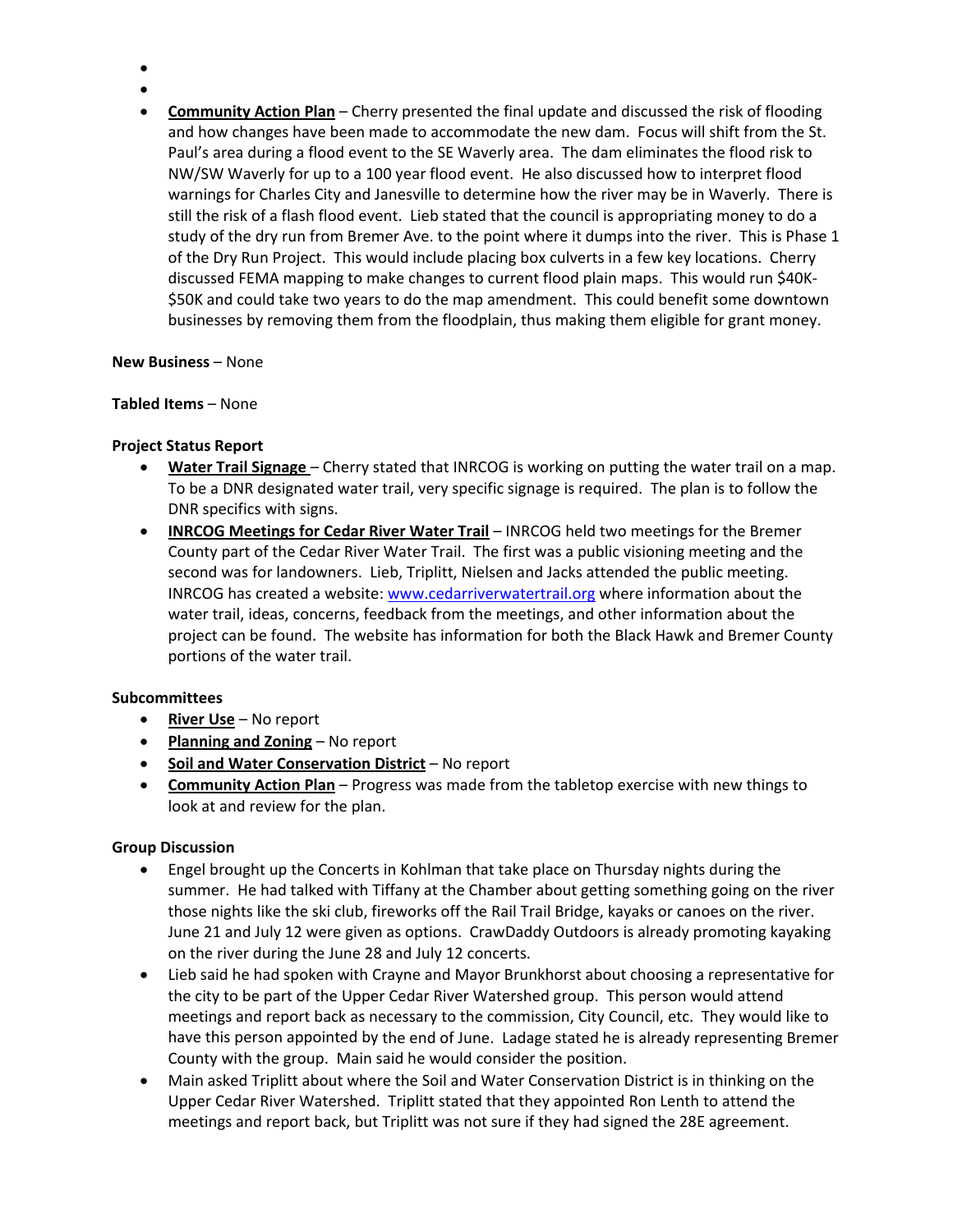- 
- 
- **Community Action Plan** – Cherry presented the final update and discussed the risk of flooding and how changes have been made to accommodate the new dam. Focus will shift from the St. Paul's area during a flood event to the SE Waverly area. The dam eliminates the flood risk to NW/SW Waverly for up to a 100 year flood event. He also discussed how to interpret flood warnings for Charles City and Janesville to determine how the river may be in Waverly. There is still the risk of a flash flood event. Lieb stated that the council is appropriating money to do a study of the dry run from Bremer Ave. to the point where it dumps into the river. This is Phase 1 of the Dry Run Project. This would include placing box culverts in a few key locations. Cherry discussed FEMA mapping to make changes to current flood plain maps. This would run $40K-$50K and could take two years to do the map amendment. This could benefit some downtown businesses by removing them from the floodplain, thus making them eligible for grant money.

**New Business** – None

**Tabled Items** – None

**Project Status Report**

- **Water Trail Signage** – Cherry stated that INRCOG is working on putting the water trail on a map. To be a DNR designated water trail, very specific signage is required. The plan is to follow the DNR specifics with signs.
- **INRCOG Meetings for Cedar River Water Trail** – INRCOG held two meetings for the Bremer County part of the Cedar River Water Trail. The first was a public visioning meeting and the second was for landowners. Lieb, Triplitt, Nielsen and Jacks attended the public meeting. INRCOG has created a website: www.cedarriverwatertrail.org where information about the water trail, ideas, concerns, feedback from the meetings, and other information about the project can be found. The website has information for both the Black Hawk and Bremer County portions of the water trail.

**Subcommittees**

- **River Use** – No report
- **Planning and Zoning** – No report
- **Soil and Water Conservation District** – No report
- **Community Action Plan** – Progress was made from the tabletop exercise with new things to look at and review for the plan.

**Group Discussion**

- Engel brought up the Concerts in Kohlman that take place on Thursday nights during the summer. He had talked with Tiffany at the Chamber about getting something going on the river those nights like the ski club, fireworks off the Rail Trail Bridge, kayaks or canoes on the river. June 21 and July 12 were given as options. CrawDaddy Outdoors is already promoting kayaking on the river during the June 28 and July 12 concerts.
- Lieb said he had spoken with Crayne and Mayor Brunkhorst about choosing a representative for the city to be part of the Upper Cedar River Watershed group. This person would attend meetings and report back as necessary to the commission, City Council, etc. They would like to have this person appointed by the end of June. Ladage stated he is already representing Bremer County with the group. Main said he would consider the position.
- Main asked Triplitt about where the Soil and Water Conservation District is in thinking on the Upper Cedar River Watershed. Triplitt stated that they appointed Ron Lenth to attend the meetings and report back, but Triplitt was not sure if they had signed the 28E agreement.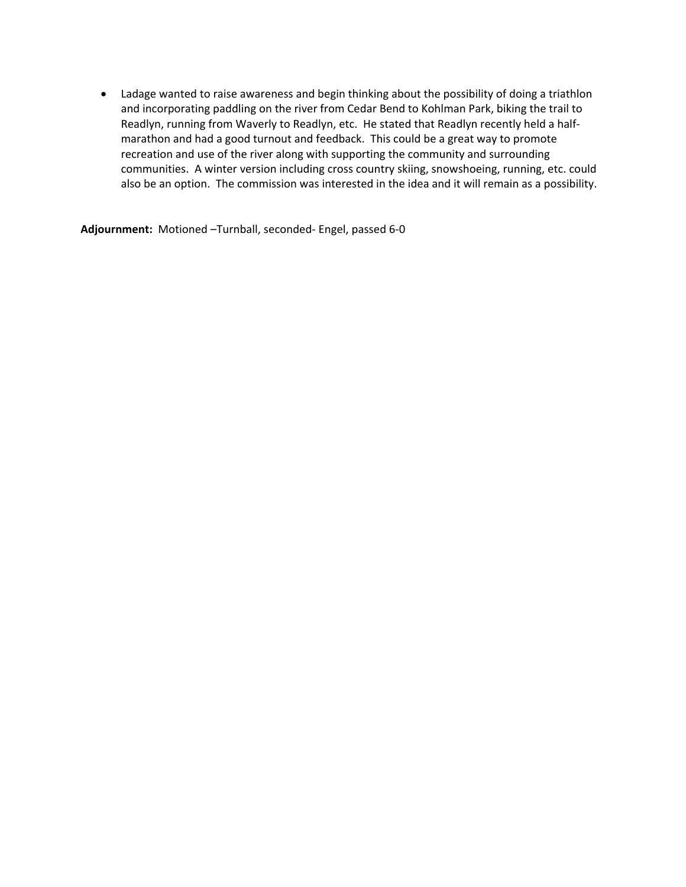- Ladage wanted to raise awareness and begin thinking about the possibility of doing a triathlon and incorporating paddling on the river from Cedar Bend to Kohlman Park, biking the trail to Readlyn, running from Waverly to Readlyn, etc. He stated that Readlyn recently held a half-marathon and had a good turnout and feedback. This could be a great way to promote recreation and use of the river along with supporting the community and surrounding communities. A winter version including cross country skiing, snowshoeing, running, etc. could also be an option. The commission was interested in the idea and it will remain as a possibility.

**Adjournment:** Motioned –Turnball, seconded- Engel, passed 6-0